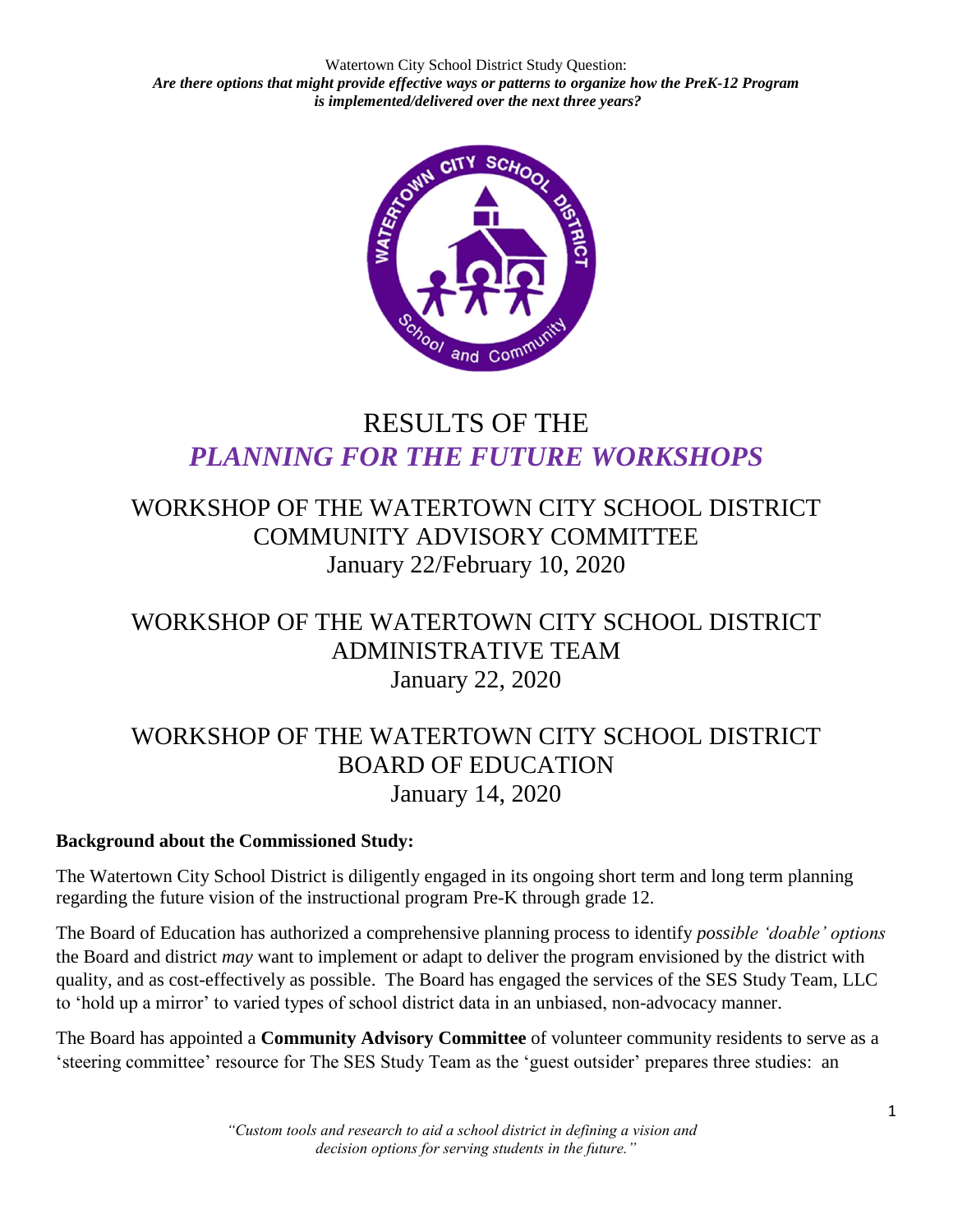Watertown City School District Study Question:
***Are there options that might provide effective ways or patterns to organize how the PreK-12 Program is implemented/delivered over the next three years?***

# RESULTS OF THE *PLANNING FOR THE FUTURE WORKSHOPS*

## WORKSHOP OF THE WATERTOWN CITY SCHOOL DISTRICT COMMUNITY ADVISORY COMMITTEE
January 22/February 10, 2020

## WORKSHOP OF THE WATERTOWN CITY SCHOOL DISTRICT ADMINISTRATIVE TEAM
January 22, 2020

## WORKSHOP OF THE WATERTOWN CITY SCHOOL DISTRICT BOARD OF EDUCATION
January 14, 2020

**Background about the Commissioned Study:**

The Watertown City School District is diligently engaged in its ongoing short term and long term planning regarding the future vision of the instructional program Pre-K through grade 12.

The Board of Education has authorized a comprehensive planning process to identify *possible 'doable' options* the Board and district *may* want to implement or adapt to deliver the program envisioned by the district with quality, and as cost-effectively as possible. The Board has engaged the services of the SES Study Team, LLC to 'hold up a mirror' to varied types of school district data in an unbiased, non-advocacy manner.

The Board has appointed a **Community Advisory Committee** of volunteer community residents to serve as a 'steering committee' resource for The SES Study Team as the 'guest outsider' prepares three studies: an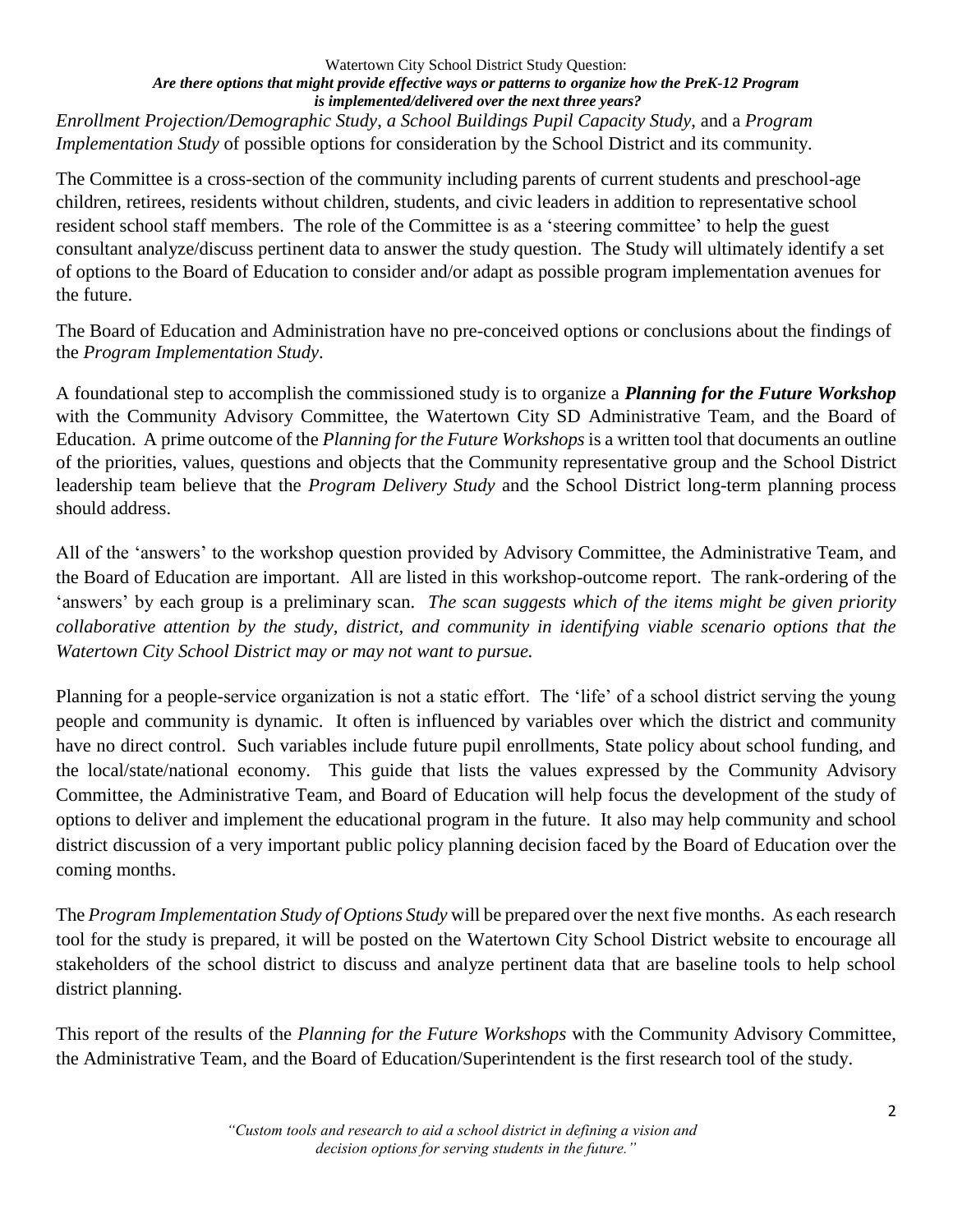*Enrollment Projection/Demographic Study, a School Buildings Pupil Capacity Study,* and a *Program Implementation Study* of possible options for consideration by the School District and its community.

The Committee is a cross-section of the community including parents of current students and preschool-age children, retirees, residents without children, students, and civic leaders in addition to representative school resident school staff members. The role of the Committee is as a 'steering committee' to help the guest consultant analyze/discuss pertinent data to answer the study question. The Study will ultimately identify a set of options to the Board of Education to consider and/or adapt as possible program implementation avenues for the future.

The Board of Education and Administration have no pre-conceived options or conclusions about the findings of the *Program Implementation Study*.

A foundational step to accomplish the commissioned study is to organize a ***Planning for the Future Workshop*** with the Community Advisory Committee, the Watertown City SD Administrative Team, and the Board of Education. A prime outcome of the *Planning for the Future Workshops* is a written tool that documents an outline of the priorities, values, questions and objects that the Community representative group and the School District leadership team believe that the *Program Delivery Study* and the School District long-term planning process should address.

All of the 'answers' to the workshop question provided by Advisory Committee, the Administrative Team, and the Board of Education are important. All are listed in this workshop-outcome report. The rank-ordering of the 'answers' by each group is a preliminary scan. *The scan suggests which of the items might be given priority collaborative attention by the study, district, and community in identifying viable scenario options that the Watertown City School District may or may not want to pursue.*

Planning for a people-service organization is not a static effort. The 'life' of a school district serving the young people and community is dynamic. It often is influenced by variables over which the district and community have no direct control. Such variables include future pupil enrollments, State policy about school funding, and the local/state/national economy. This guide that lists the values expressed by the Community Advisory Committee, the Administrative Team, and Board of Education will help focus the development of the study of options to deliver and implement the educational program in the future. It also may help community and school district discussion of a very important public policy planning decision faced by the Board of Education over the coming months.

The *Program Implementation Study of Options Study* will be prepared over the next five months. As each research tool for the study is prepared, it will be posted on the Watertown City School District website to encourage all stakeholders of the school district to discuss and analyze pertinent data that are baseline tools to help school district planning.

This report of the results of the *Planning for the Future Workshops* with the Community Advisory Committee, the Administrative Team, and the Board of Education/Superintendent is the first research tool of the study.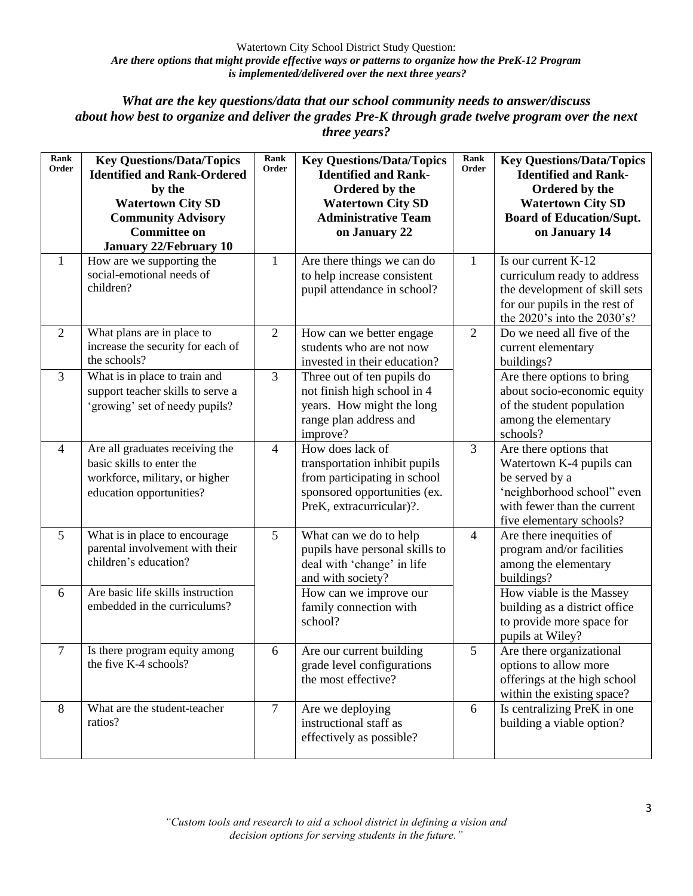Watertown City School District Study Question:
***Are there options that might provide effective ways or patterns to organize how the PreK-12 Program is implemented/delivered over the next three years?***

### *What are the key questions/data that our school community needs to answer/discuss about how best to organize and deliver the grades Pre-K through grade twelve program over the next three years?*

| Rank Order | Key Questions/Data/Topics Identified and Rank-Ordered by the Watertown City SD Community Advisory Committee on January 22/February 10 | Rank Order | Key Questions/Data/Topics Identified and Rank-Ordered by the Watertown City SD Administrative Team on January 22 | Rank Order | Key Questions/Data/Topics Identified and Rank-Ordered by the Watertown City SD Board of Education/Supt. on January 14 |
|---|---|---|---|---|---|
| 1 | How are we supporting the social-emotional needs of children? | 1 | Are there things we can do to help increase consistent pupil attendance in school? | 1 | Is our current K-12 curriculum ready to address the development of skill sets for our pupils in the rest of the 2020's into the 2030's? |
| 2 | What plans are in place to increase the security for each of the schools? | 2 | How can we better engage students who are not now invested in their education? | 2 | Do we need all five of the current elementary buildings? |
| 3 | What is in place to train and support teacher skills to serve a 'growing' set of needy pupils? | 3 | Three out of ten pupils do not finish high school in 4 years. How might the long range plan address and improve? | | Are there options to bring about socio-economic equity of the student population among the elementary schools? |
| 4 | Are all graduates receiving the basic skills to enter the workforce, military, or higher education opportunities? | 4 | How does lack of transportation inhibit pupils from participating in school sponsored opportunities (ex. PreK, extracurricular)?. | 3 | Are there options that Watertown K-4 pupils can be served by a 'neighborhood school" even with fewer than the current five elementary schools? |
| 5 | What is in place to encourage parental involvement with their children's education? | 5 | What can we do to help pupils have personal skills to deal with 'change' in life and with society? | 4 | Are there inequities of program and/or facilities among the elementary buildings? |
| 6 | Are basic life skills instruction embedded in the curriculums? | | How can we improve our family connection with school? | | How viable is the Massey building as a district office to provide more space for pupils at Wiley? |
| 7 | Is there program equity among the five K-4 schools? | 6 | Are our current building grade level configurations the most effective? | 5 | Are there organizational options to allow more offerings at the high school within the existing space? |
| 8 | What are the student-teacher ratios? | 7 | Are we deploying instructional staff as effectively as possible? | 6 | Is centralizing PreK in one building a viable option? |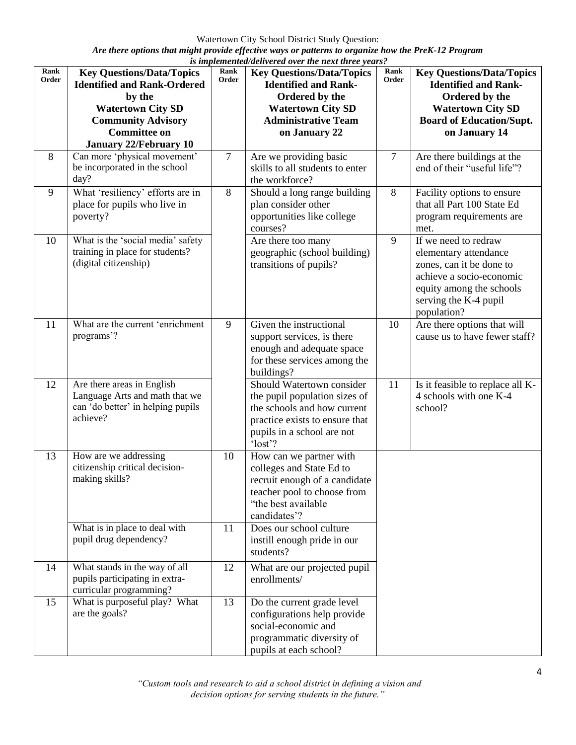Watertown City School District Study Question:

***Are there options that might provide effective ways or patterns to organize how the PreK-12 Program is implemented/delivered over the next three years?***

| Rank Order | Key Questions/Data/Topics Identified and Rank-Ordered by the Watertown City SD Community Advisory Committee on January 22/February 10 | Rank Order | Key Questions/Data/Topics Identified and Rank-Ordered by the Watertown City SD Administrative Team on January 22 | Rank Order | Key Questions/Data/Topics Identified and Rank-Ordered by the Watertown City SD Board of Education/Supt. on January 14 |
|---|---|---|---|---|---|
| 8 | Can more 'physical movement' be incorporated in the school day? | 7 | Are we providing basic skills to all students to enter the workforce? | 7 | Are there buildings at the end of their "useful life"? |
| 9 | What 'resiliency' efforts are in place for pupils who live in poverty? | 8 | Should a long range building plan consider other opportunities like college courses? | 8 | Facility options to ensure that all Part 100 State Ed program requirements are met. |
| 10 | What is the 'social media' safety training in place for students? (digital citizenship) | | Are there too many geographic (school building) transitions of pupils? | 9 | If we need to redraw elementary attendance zones, can it be done to achieve a socio-economic equity among the schools serving the K-4 pupil population? |
| 11 | What are the current 'enrichment programs'? | 9 | Given the instructional support services, is there enough and adequate space for these services among the buildings? | 10 | Are there options that will cause us to have fewer staff? |
| 12 | Are there areas in English Language Arts and math that we can 'do better' in helping pupils achieve? | | Should Watertown consider the pupil population sizes of the schools and how current practice exists to ensure that pupils in a school are not 'lost'? | 11 | Is it feasible to replace all K-4 schools with one K-4 school? |
| 13 | How are we addressing citizenship critical decision-making skills? | 10 | How can we partner with colleges and State Ed to recruit enough of a candidate teacher pool to choose from "the best available candidates'? | | |
| | What is in place to deal with pupil drug dependency? | 11 | Does our school culture instill enough pride in our students? | | |
| 14 | What stands in the way of all pupils participating in extra-curricular programming? | 12 | What are our projected pupil enrollments/ | | |
| 15 | What is purposeful play? What are the goals? | 13 | Do the current grade level configurations help provide social-economic and programmatic diversity of pupils at each school? | | |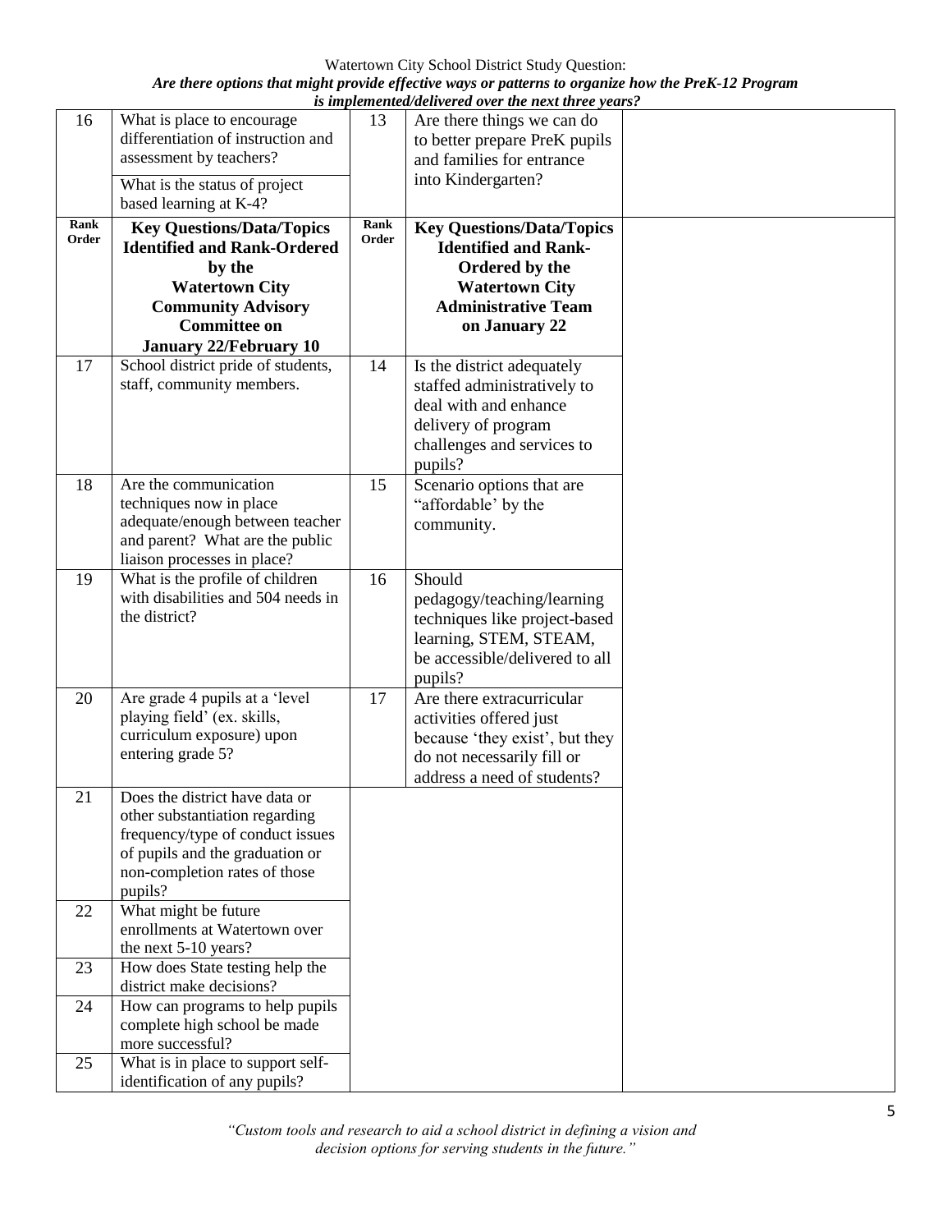Watertown City School District Study Question:

***Are there options that might provide effective ways or patterns to organize how the PreK-12 Program is implemented/delivered over the next three years?***

| | | | | |
|---|---|---|---|---|
| 16 | What is place to encourage differentiation of instruction and assessment by teachers? | 13 | Are there things we can do to better prepare PreK pupils and families for entrance into Kindergarten? | |
| | What is the status of project based learning at K-4? | | | |
| **Rank Order** | **Key Questions/Data/Topics Identified and Rank-Ordered by the Watertown City Community Advisory Committee on January 22/February 10** | **Rank Order** | **Key Questions/Data/Topics Identified and Rank-Ordered by the Watertown City Administrative Team on January 22** | |
| 17 | School district pride of students, staff, community members. | 14 | Is the district adequately staffed administratively to deal with and enhance delivery of program challenges and services to pupils? | |
| 18 | Are the communication techniques now in place adequate/enough between teacher and parent? What are the public liaison processes in place? | 15 | Scenario options that are "affordable' by the community. | |
| 19 | What is the profile of children with disabilities and 504 needs in the district? | 16 | Should pedagogy/teaching/learning techniques like project-based learning, STEM, STEAM, be accessible/delivered to all pupils? | |
| 20 | Are grade 4 pupils at a 'level playing field' (ex. skills, curriculum exposure) upon entering grade 5? | 17 | Are there extracurricular activities offered just because 'they exist', but they do not necessarily fill or address a need of students? | |
| 21 | Does the district have data or other substantiation regarding frequency/type of conduct issues of pupils and the graduation or non-completion rates of those pupils? | | | |
| 22 | What might be future enrollments at Watertown over the next 5-10 years? | | | |
| 23 | How does State testing help the district make decisions? | | | |
| 24 | How can programs to help pupils complete high school be made more successful? | | | |
| 25 | What is in place to support self-identification of any pupils? | | | |

*"Custom tools and research to aid a school district in defining a vision and decision options for serving students in the future."*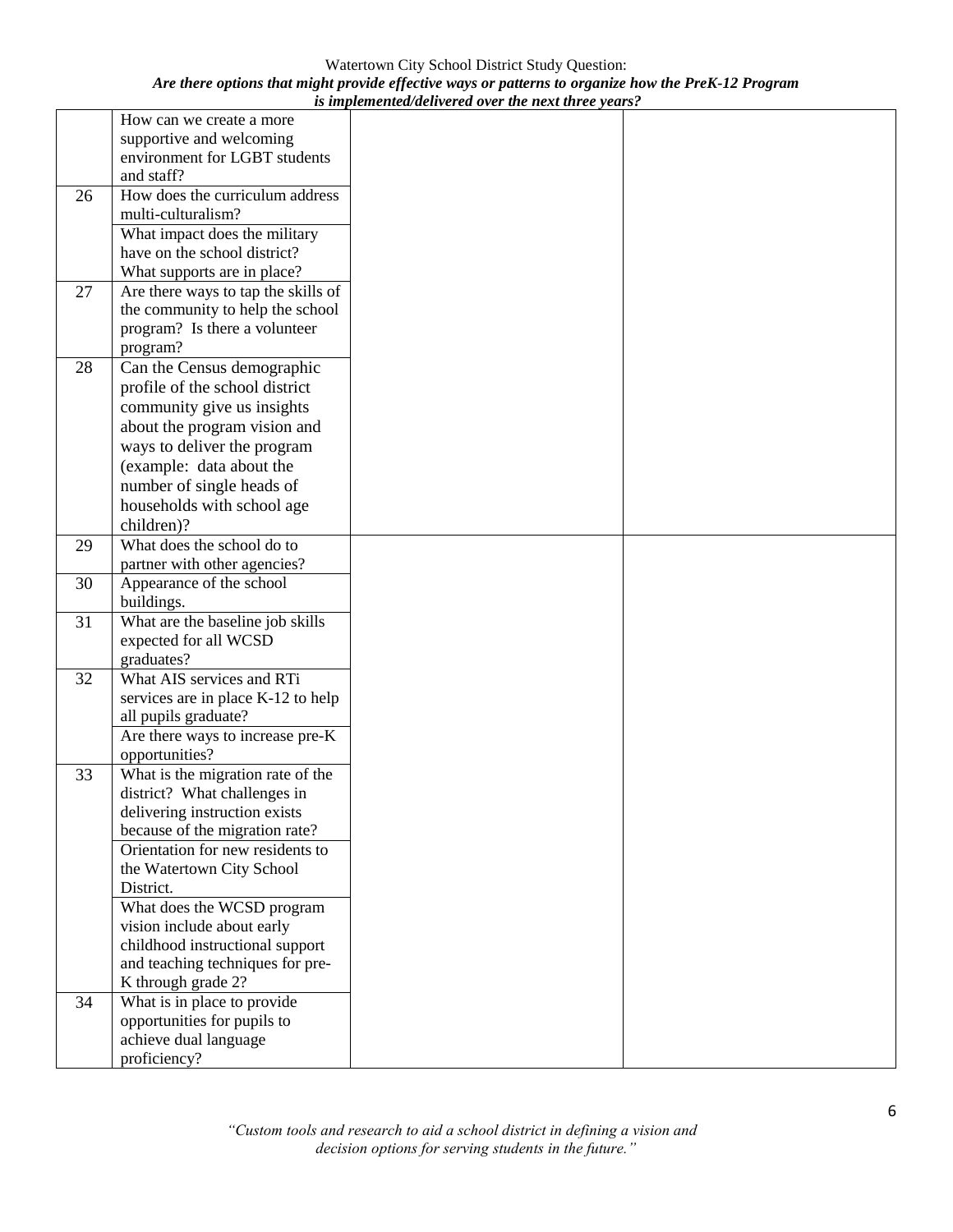Watertown City School District Study Question:

***Are there options that might provide effective ways or patterns to organize how the PreK-12 Program is implemented/delivered over the next three years?***

| | | | |
|---|---|---|---|
| | How can we create a more supportive and welcoming environment for LGBT students and staff? | | |
| 26 | How does the curriculum address multi-culturalism? | | |
| | What impact does the military have on the school district? What supports are in place? | | |
| 27 | Are there ways to tap the skills of the community to help the school program? Is there a volunteer program? | | |
| 28 | Can the Census demographic profile of the school district community give us insights about the program vision and ways to deliver the program (example: data about the number of single heads of households with school age children)? | | |
| 29 | What does the school do to partner with other agencies? | | |
| 30 | Appearance of the school buildings. | | |
| 31 | What are the baseline job skills expected for all WCSD graduates? | | |
| 32 | What AIS services and RTi services are in place K-12 to help all pupils graduate? | | |
| | Are there ways to increase pre-K opportunities? | | |
| 33 | What is the migration rate of the district? What challenges in delivering instruction exists because of the migration rate? | | |
| | Orientation for new residents to the Watertown City School District. | | |
| | What does the WCSD program vision include about early childhood instructional support and teaching techniques for pre-K through grade 2? | | |
| 34 | What is in place to provide opportunities for pupils to achieve dual language proficiency? | | |

*"Custom tools and research to aid a school district in defining a vision and decision options for serving students in the future."*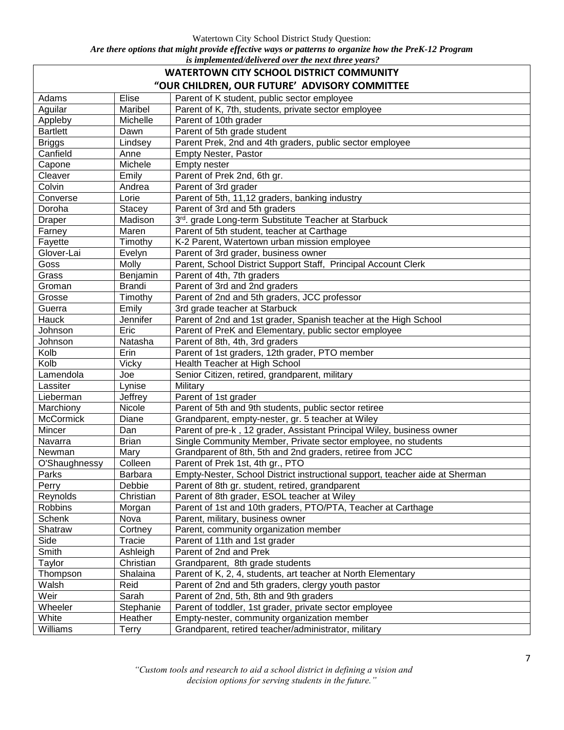Watertown City School District Study Question:

***Are there options that might provide effective ways or patterns to organize how the PreK-12 Program is implemented/delivered over the next three years?***

## WATERTOWN CITY SCHOOL DISTRICT COMMUNITY
## "OUR CHILDREN, OUR FUTURE' ADVISORY COMMITTEE

| Last Name | First Name | Description |
|---|---|---|
| Adams | Elise | Parent of K student, public sector employee |
| Aguilar | Maribel | Parent of K, 7th, students, private sector employee |
| Appleby | Michelle | Parent of 10th grader |
| Bartlett | Dawn | Parent of 5th grade student |
| Briggs | Lindsey | Parent Prek, 2nd and 4th graders, public sector employee |
| Canfield | Anne | Empty Nester, Pastor |
| Capone | Michele | Empty nester |
| Cleaver | Emily | Parent of Prek 2nd, 6th gr. |
| Colvin | Andrea | Parent of 3rd grader |
| Converse | Lorie | Parent of 5th, 11,12 graders, banking industry |
| Doroha | Stacey | Parent of 3rd and 5th graders |
| Draper | Madison | 3rd. grade Long-term Substitute Teacher at Starbuck |
| Farney | Maren | Parent of 5th student, teacher at Carthage |
| Fayette | Timothy | K-2 Parent, Watertown urban mission employee |
| Glover-Lai | Evelyn | Parent of 3rd grader, business owner |
| Goss | Molly | Parent, School District Support Staff, Principal Account Clerk |
| Grass | Benjamin | Parent of 4th, 7th graders |
| Groman | Brandi | Parent of 3rd and 2nd graders |
| Grosse | Timothy | Parent of 2nd and 5th graders, JCC professor |
| Guerra | Emily | 3rd grade teacher at Starbuck |
| Hauck | Jennifer | Parent of 2nd and 1st grader, Spanish teacher at the High School |
| Johnson | Eric | Parent of PreK and Elementary, public sector employee |
| Johnson | Natasha | Parent of 8th, 4th, 3rd graders |
| Kolb | Erin | Parent of 1st graders, 12th grader, PTO member |
| Kolb | Vicky | Health Teacher at High School |
| Lamendola | Joe | Senior Citizen, retired, grandparent, military |
| Lassiter | Lynise | Military |
| Lieberman | Jeffrey | Parent of 1st grader |
| Marchiony | Nicole | Parent of 5th and 9th students, public sector retiree |
| McCormick | Diane | Grandparent, empty-nester, gr. 5 teacher at Wiley |
| Mincer | Dan | Parent of pre-k , 12 grader, Assistant Principal Wiley, business owner |
| Navarra | Brian | Single Community Member, Private sector employee, no students |
| Newman | Mary | Grandparent of 8th, 5th and 2nd graders, retiree from JCC |
| O'Shaughnessy | Colleen | Parent of Prek 1st, 4th gr., PTO |
| Parks | Barbara | Empty-Nester, School District instructional support, teacher aide at Sherman |
| Perry | Debbie | Parent of 8th gr. student, retired, grandparent |
| Reynolds | Christian | Parent of 8th grader, ESOL teacher at Wiley |
| Robbins | Morgan | Parent of 1st and 10th graders, PTO/PTA, Teacher at Carthage |
| Schenk | Nova | Parent, military, business owner |
| Shatraw | Cortney | Parent, community organization member |
| Side | Tracie | Parent of 11th and 1st grader |
| Smith | Ashleigh | Parent of 2nd and Prek |
| Taylor | Christian | Grandparent, 8th grade students |
| Thompson | Shalaina | Parent of K, 2, 4, students, art teacher at North Elementary |
| Walsh | Reid | Parent of 2nd and 5th graders, clergy youth pastor |
| Weir | Sarah | Parent of 2nd, 5th, 8th and 9th graders |
| Wheeler | Stephanie | Parent of toddler, 1st grader, private sector employee |
| White | Heather | Empty-nester, community organization member |
| Williams | Terry | Grandparent, retired teacher/administrator, military |

*"Custom tools and research to aid a school district in defining a vision and decision options for serving students in the future."*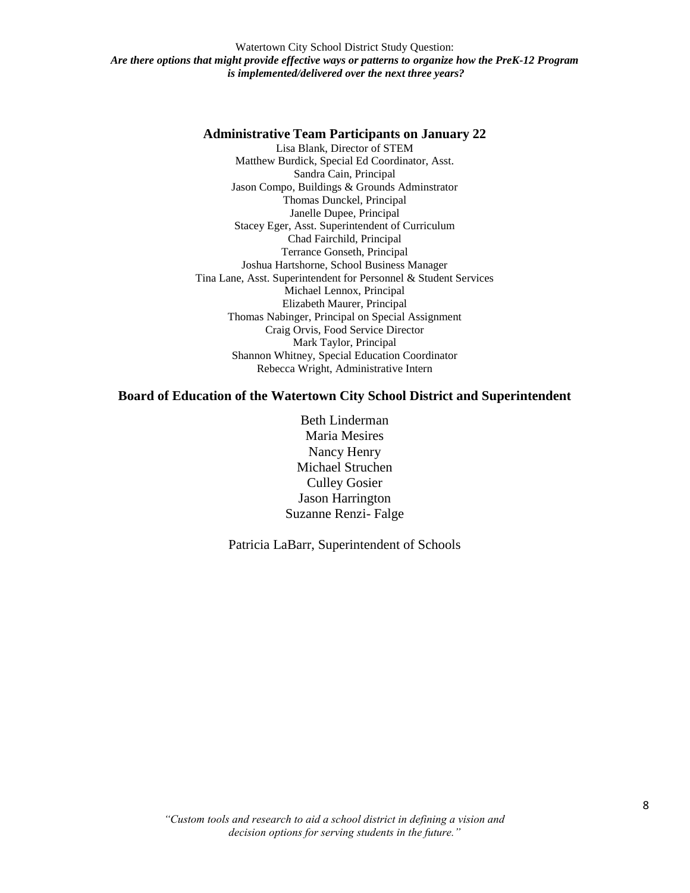**Administrative Team Participants on January 22**

Lisa Blank, Director of STEM
Matthew Burdick, Special Ed Coordinator, Asst.
Sandra Cain, Principal
Jason Compo, Buildings & Grounds Adminstrator
Thomas Dunckel, Principal
Janelle Dupee, Principal
Stacey Eger, Asst. Superintendent of Curriculum
Chad Fairchild, Principal
Terrance Gonseth, Principal
Joshua Hartshorne, School Business Manager
Tina Lane, Asst. Superintendent for Personnel & Student Services
Michael Lennox, Principal
Elizabeth Maurer, Principal
Thomas Nabinger, Principal on Special Assignment
Craig Orvis, Food Service Director
Mark Taylor, Principal
Shannon Whitney, Special Education Coordinator
Rebecca Wright, Administrative Intern

**Board of Education of the Watertown City School District and Superintendent**

Beth Linderman
Maria Mesires
Nancy Henry
Michael Struchen
Culley Gosier
Jason Harrington
Suzanne Renzi- Falge

Patricia LaBarr, Superintendent of Schools